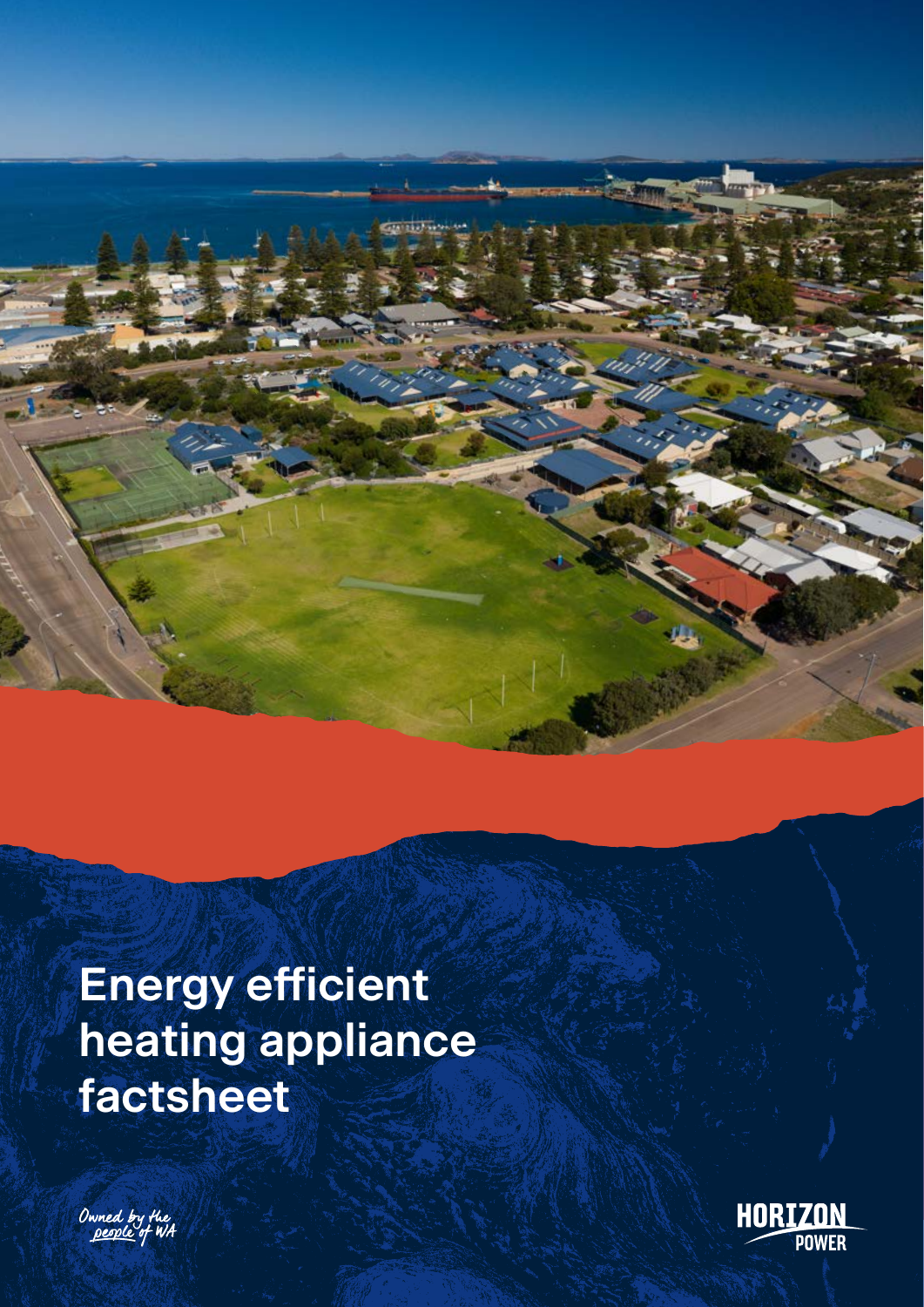# Energy efficient heating appliance factsheet

*Owned by the people of WA*

HORIZON POWER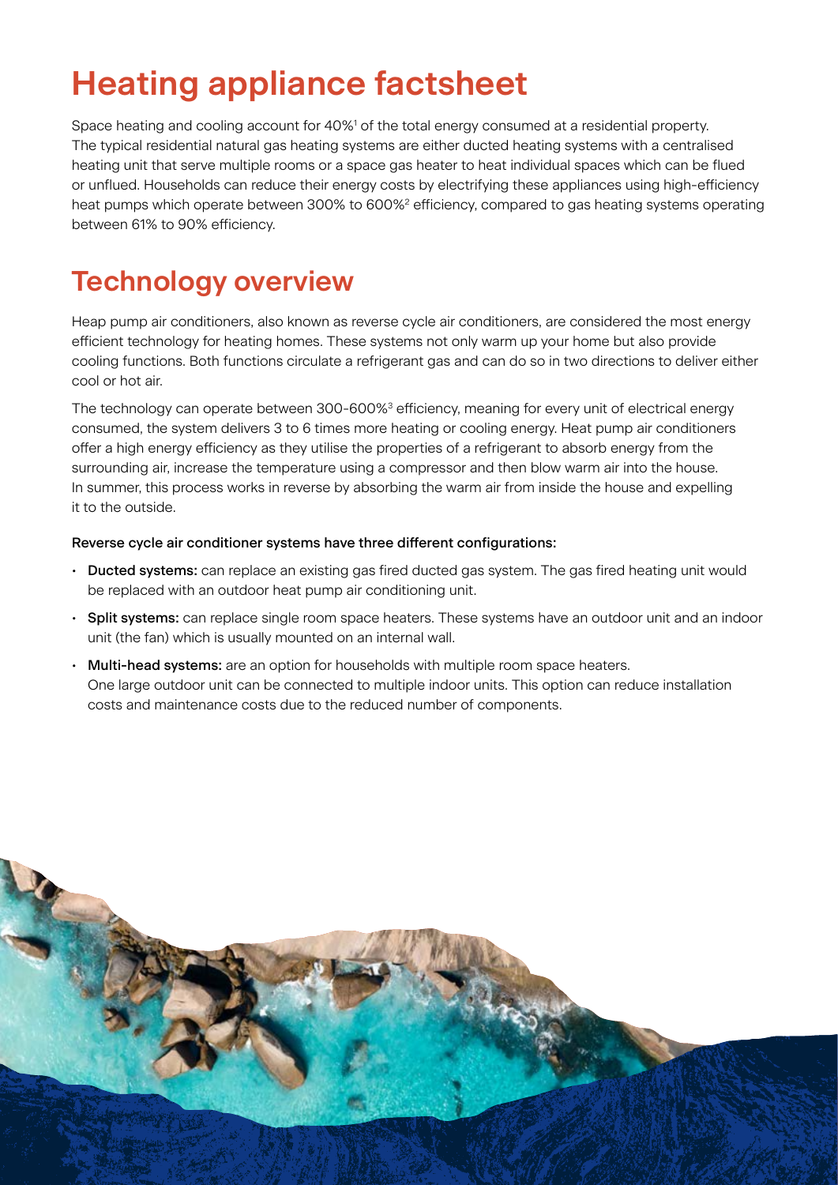# Heating appliance factsheet

Space heating and cooling account for 40%[1] of the total energy consumed at a residential property. The typical residential natural gas heating systems are either ducted heating systems with a centralised heating unit that serve multiple rooms or a space gas heater to heat individual spaces which can be flued or unflued. Households can reduce their energy costs by electrifying these appliances using high-efficiency heat pumps which operate between 300% to 600%[2] efficiency, compared to gas heating systems operating between 61% to 90% efficiency.

## Technology overview

Heap pump air conditioners, also known as reverse cycle air conditioners, are considered the most energy efficient technology for heating homes. These systems not only warm up your home but also provide cooling functions. Both functions circulate a refrigerant gas and can do so in two directions to deliver either cool or hot air.

The technology can operate between 300-600%[3] efficiency, meaning for every unit of electrical energy consumed, the system delivers 3 to 6 times more heating or cooling energy. Heat pump air conditioners offer a high energy efficiency as they utilise the properties of a refrigerant to absorb energy from the surrounding air, increase the temperature using a compressor and then blow warm air into the house. In summer, this process works in reverse by absorbing the warm air from inside the house and expelling it to the outside.

**Reverse cycle air conditioner systems have three different configurations:**

- **Ducted systems:** can replace an existing gas fired ducted gas system. The gas fired heating unit would be replaced with an outdoor heat pump air conditioning unit.
- **Split systems:** can replace single room space heaters. These systems have an outdoor unit and an indoor unit (the fan) which is usually mounted on an internal wall.
- **Multi-head systems:** are an option for households with multiple room space heaters. One large outdoor unit can be connected to multiple indoor units. This option can reduce installation costs and maintenance costs due to the reduced number of components.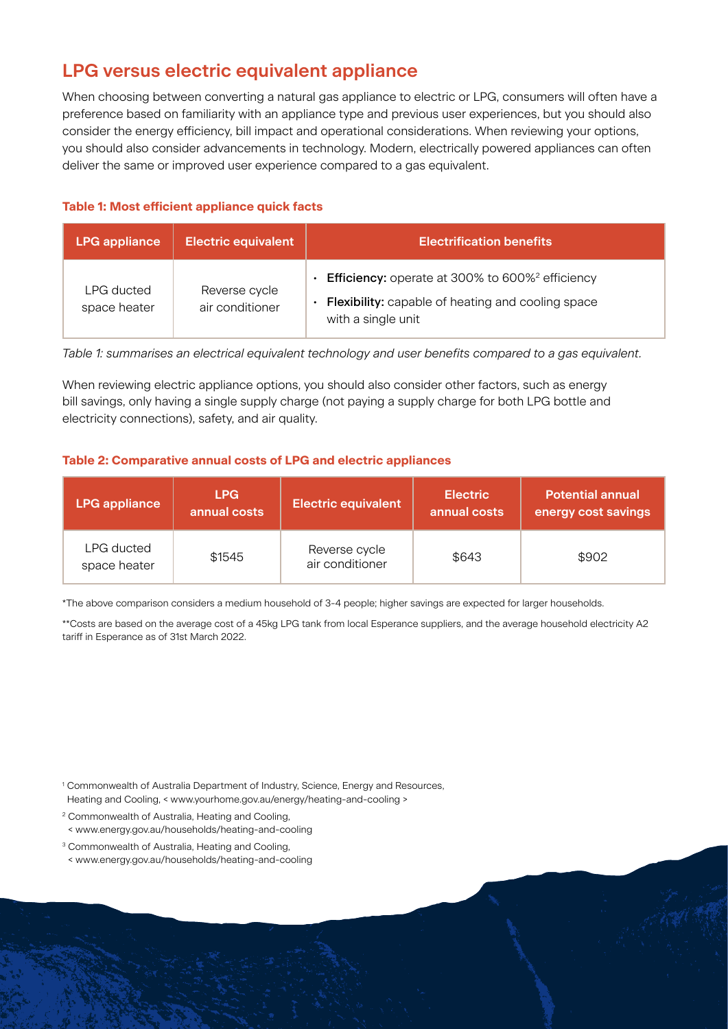## LPG versus electric equivalent appliance

When choosing between converting a natural gas appliance to electric or LPG, consumers will often have a preference based on familiarity with an appliance type and previous user experiences, but you should also consider the energy efficiency, bill impact and operational considerations. When reviewing your options, you should also consider advancements in technology. Modern, electrically powered appliances can often deliver the same or improved user experience compared to a gas equivalent.

**Table 1: Most efficient appliance quick facts**

| LPG appliance | Electric equivalent | Electrification benefits |
| --- | --- | --- |
| LPG ducted space heater | Reverse cycle air conditioner | • **Efficiency:** operate at 300% to 600%[2] efficiency<br>• **Flexibility:** capable of heating and cooling space with a single unit |

*Table 1: summarises an electrical equivalent technology and user benefits compared to a gas equivalent.*

When reviewing electric appliance options, you should also consider other factors, such as energy bill savings, only having a single supply charge (not paying a supply charge for both LPG bottle and electricity connections), safety, and air quality.

**Table 2: Comparative annual costs of LPG and electric appliances**

| LPG appliance | LPG annual costs | Electric equivalent | Electric annual costs | Potential annual energy cost savings |
| --- | --- | --- | --- | --- |
| LPG ducted space heater | $1545 | Reverse cycle air conditioner | $643 | $902 |

*The above comparison considers a medium household of 3-4 people; higher savings are expected for larger households.

**Costs are based on the average cost of a 45kg LPG tank from local Esperance suppliers, and the average household electricity A2 tariff in Esperance as of 31st March 2022.

[1] Commonwealth of Australia Department of Industry, Science, Energy and Resources, Heating and Cooling, < www.yourhome.gov.au/energy/heating-and-cooling >

[2] Commonwealth of Australia, Heating and Cooling, < www.energy.gov.au/households/heating-and-cooling

[3] Commonwealth of Australia, Heating and Cooling, < www.energy.gov.au/households/heating-and-cooling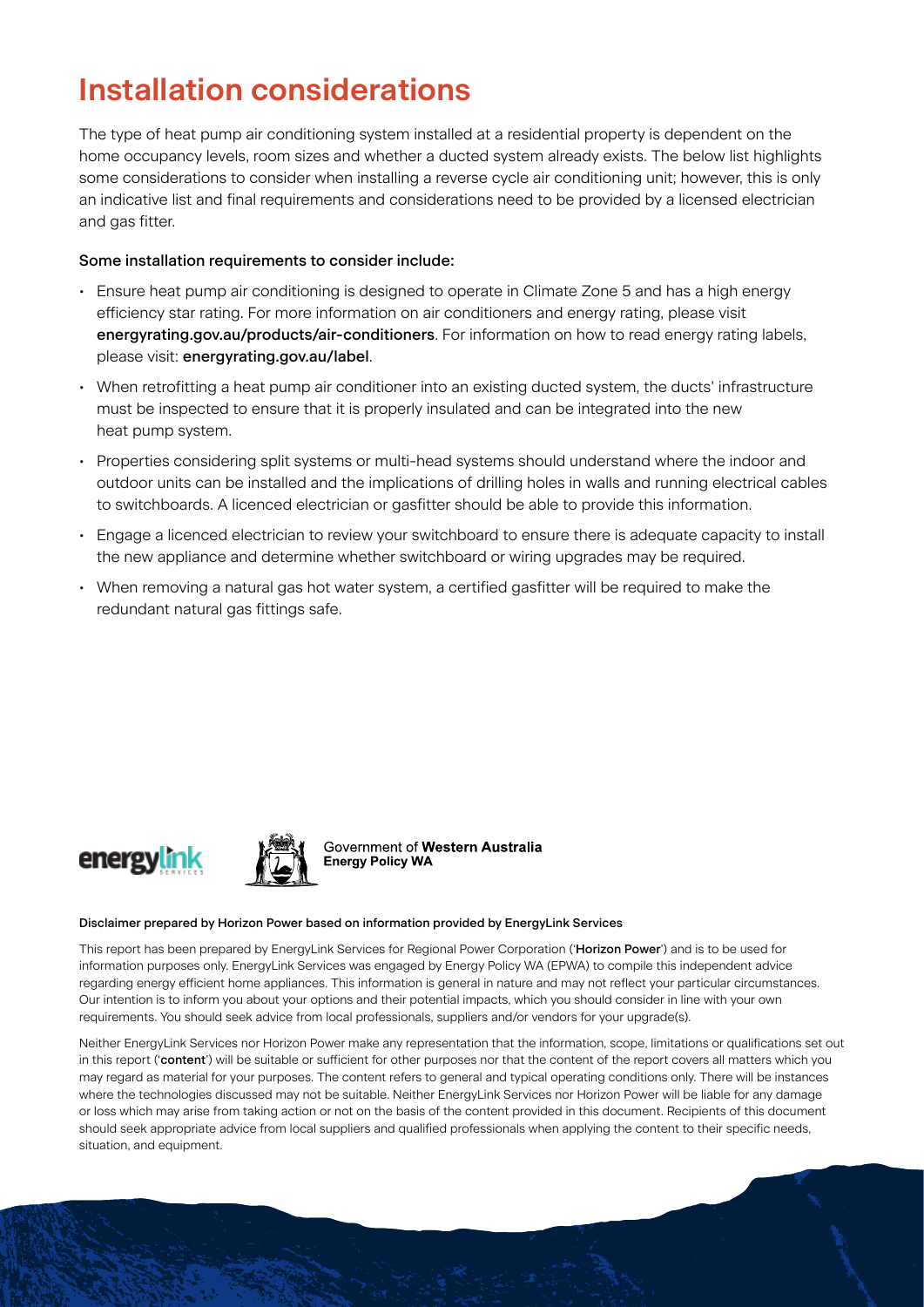# Installation considerations

The type of heat pump air conditioning system installed at a residential property is dependent on the home occupancy levels, room sizes and whether a ducted system already exists. The below list highlights some considerations to consider when installing a reverse cycle air conditioning unit; however, this is only an indicative list and final requirements and considerations need to be provided by a licensed electrician and gas fitter.

**Some installation requirements to consider include:**

- Ensure heat pump air conditioning is designed to operate in Climate Zone 5 and has a high energy efficiency star rating. For more information on air conditioners and energy rating, please visit **energyrating.gov.au/products/air-conditioners**. For information on how to read energy rating labels, please visit: **energyrating.gov.au/label**.
- When retrofitting a heat pump air conditioner into an existing ducted system, the ducts' infrastructure must be inspected to ensure that it is properly insulated and can be integrated into the new heat pump system.
- Properties considering split systems or multi-head systems should understand where the indoor and outdoor units can be installed and the implications of drilling holes in walls and running electrical cables to switchboards. A licenced electrician or gasfitter should be able to provide this information.
- Engage a licenced electrician to review your switchboard to ensure there is adequate capacity to install the new appliance and determine whether switchboard or wiring upgrades may be required.
- When removing a natural gas hot water system, a certified gasfitter will be required to make the redundant natural gas fittings safe.

energylink SERVICES

Government of **Western Australia**
**Energy Policy WA**

**Disclaimer prepared by Horizon Power based on information provided by EnergyLink Services**

This report has been prepared by EnergyLink Services for Regional Power Corporation ('**Horizon Power**') and is to be used for information purposes only. EnergyLink Services was engaged by Energy Policy WA (EPWA) to compile this independent advice regarding energy efficient home appliances. This information is general in nature and may not reflect your particular circumstances. Our intention is to inform you about your options and their potential impacts, which you should consider in line with your own requirements. You should seek advice from local professionals, suppliers and/or vendors for your upgrade(s).

Neither EnergyLink Services nor Horizon Power make any representation that the information, scope, limitations or qualifications set out in this report ('**content**') will be suitable or sufficient for other purposes nor that the content of the report covers all matters which you may regard as material for your purposes. The content refers to general and typical operating conditions only. There will be instances where the technologies discussed may not be suitable. Neither EnergyLink Services nor Horizon Power will be liable for any damage or loss which may arise from taking action or not on the basis of the content provided in this document. Recipients of this document should seek appropriate advice from local suppliers and qualified professionals when applying the content to their specific needs, situation, and equipment.